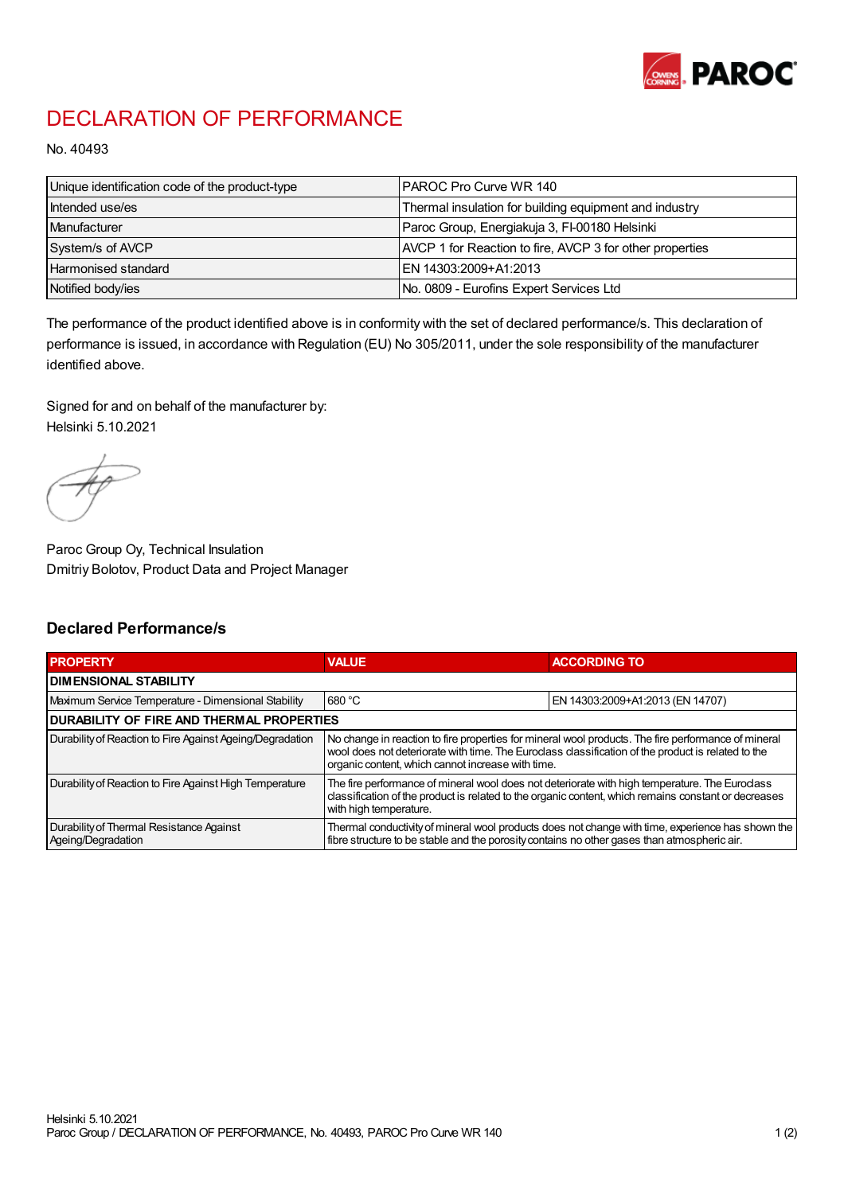# DECLARATION OF PERFORMANCE

No. 40493

| Unique identification code of the product-type | PAROC Pro Curve WR 140 |
|---|---|
| Intended use/es | Thermal insulation for building equipment and industry |
| Manufacturer | Paroc Group, Energiakuja 3, FI-00180 Helsinki |
| System/s of AVCP | AVCP 1 for Reaction to fire, AVCP 3 for other properties |
| Harmonised standard | EN 14303:2009+A1:2013 |
| Notified body/ies | No. 0809 - Eurofins Expert Services Ltd |

The performance of the product identified above is in conformity with the set of declared performance/s. This declaration of performance is issued, in accordance with Regulation (EU) No 305/2011, under the sole responsibility of the manufacturer identified above.

Signed for and on behalf of the manufacturer by:
Helsinki 5.10.2021

Paroc Group Oy, Technical Insulation
Dmitriy Bolotov, Product Data and Project Manager

## Declared Performance/s

| PROPERTY | VALUE | ACCORDING TO |
|---|---|---|
| **DIMENSIONAL STABILITY** | | |
| Maximum Service Temperature - Dimensional Stability | 680 °C | EN 14303:2009+A1:2013 (EN 14707) |
| **DURABILITY OF FIRE AND THERMAL PROPERTIES** | | |
| Durability of Reaction to Fire Against Ageing/Degradation | No change in reaction to fire properties for mineral wool products. The fire performance of mineral wool does not deteriorate with time. The Euroclass classification of the product is related to the organic content, which cannot increase with time. | |
| Durability of Reaction to Fire Against High Temperature | The fire performance of mineral wool does not deteriorate with high temperature. The Euroclass classification of the product is related to the organic content, which remains constant or decreases with high temperature. | |
| Durability of Thermal Resistance Against Ageing/Degradation | Thermal conductivity of mineral wool products does not change with time, experience has shown the fibre structure to be stable and the porosity contains no other gases than atmospheric air. | |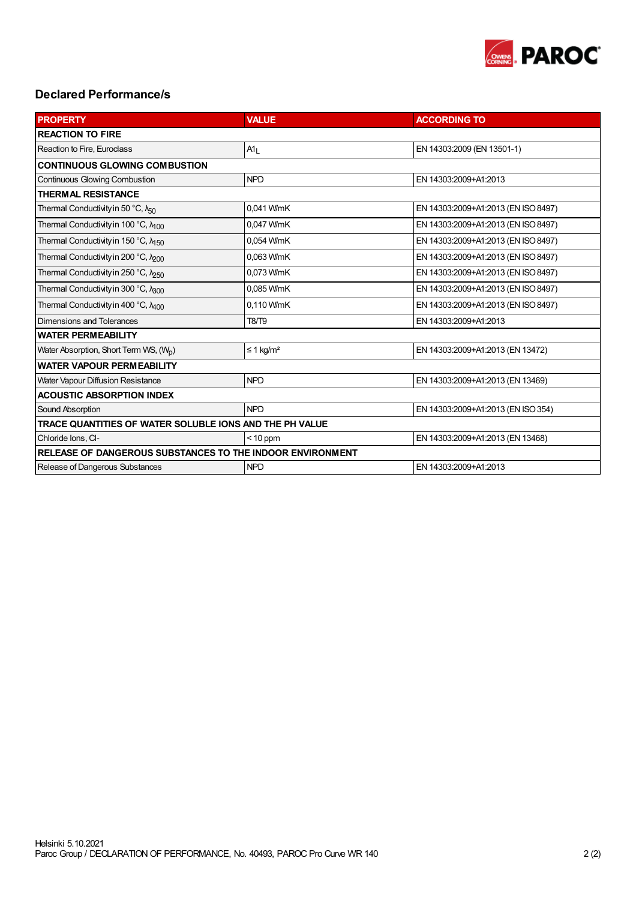## Declared Performance/s

| PROPERTY | VALUE | ACCORDING TO |
|---|---|---|
| **REACTION TO FIRE** | | |
| Reaction to Fire, Euroclass | $A1_L$ | EN 14303:2009 (EN 13501-1) |
| **CONTINUOUS GLOWING COMBUSTION** | | |
| Continuous Glowing Combustion | NPD | EN 14303:2009+A1:2013 |
| **THERMAL RESISTANCE** | | |
| Thermal Conductivity in 50 °C, $\lambda_{50}$ | 0,041 W/mK | EN 14303:2009+A1:2013 (EN ISO 8497) |
| Thermal Conductivity in 100 °C, $\lambda_{100}$ | 0,047 W/mK | EN 14303:2009+A1:2013 (EN ISO 8497) |
| Thermal Conductivity in 150 °C, $\lambda_{150}$ | 0,054 W/mK | EN 14303:2009+A1:2013 (EN ISO 8497) |
| Thermal Conductivity in 200 °C, $\lambda_{200}$ | 0,063 W/mK | EN 14303:2009+A1:2013 (EN ISO 8497) |
| Thermal Conductivity in 250 °C, $\lambda_{250}$ | 0,073 W/mK | EN 14303:2009+A1:2013 (EN ISO 8497) |
| Thermal Conductivity in 300 °C, $\lambda_{300}$ | 0,085 W/mK | EN 14303:2009+A1:2013 (EN ISO 8497) |
| Thermal Conductivity in 400 °C, $\lambda_{400}$ | 0,110 W/mK | EN 14303:2009+A1:2013 (EN ISO 8497) |
| Dimensions and Tolerances | T8/T9 | EN 14303:2009+A1:2013 |
| **WATER PERMEABILITY** | | |
| Water Absorption, Short Term WS, ($W_p$) | ≤ 1 kg/m² | EN 14303:2009+A1:2013 (EN 13472) |
| **WATER VAPOUR PERMEABILITY** | | |
| Water Vapour Diffusion Resistance | NPD | EN 14303:2009+A1:2013 (EN 13469) |
| **ACOUSTIC ABSORPTION INDEX** | | |
| Sound Absorption | NPD | EN 14303:2009+A1:2013 (EN ISO 354) |
| **TRACE QUANTITIES OF WATER SOLUBLE IONS AND THE PH VALUE** | | |
| Chloride Ions, Cl- | < 10 ppm | EN 14303:2009+A1:2013 (EN 13468) |
| **RELEASE OF DANGEROUS SUBSTANCES TO THE INDOOR ENVIRONMENT** | | |
| Release of Dangerous Substances | NPD | EN 14303:2009+A1:2013 |

Helsinki 5.10.2021
Paroc Group / DECLARATION OF PERFORMANCE, No. 40493, PAROC Pro Curve WR 140